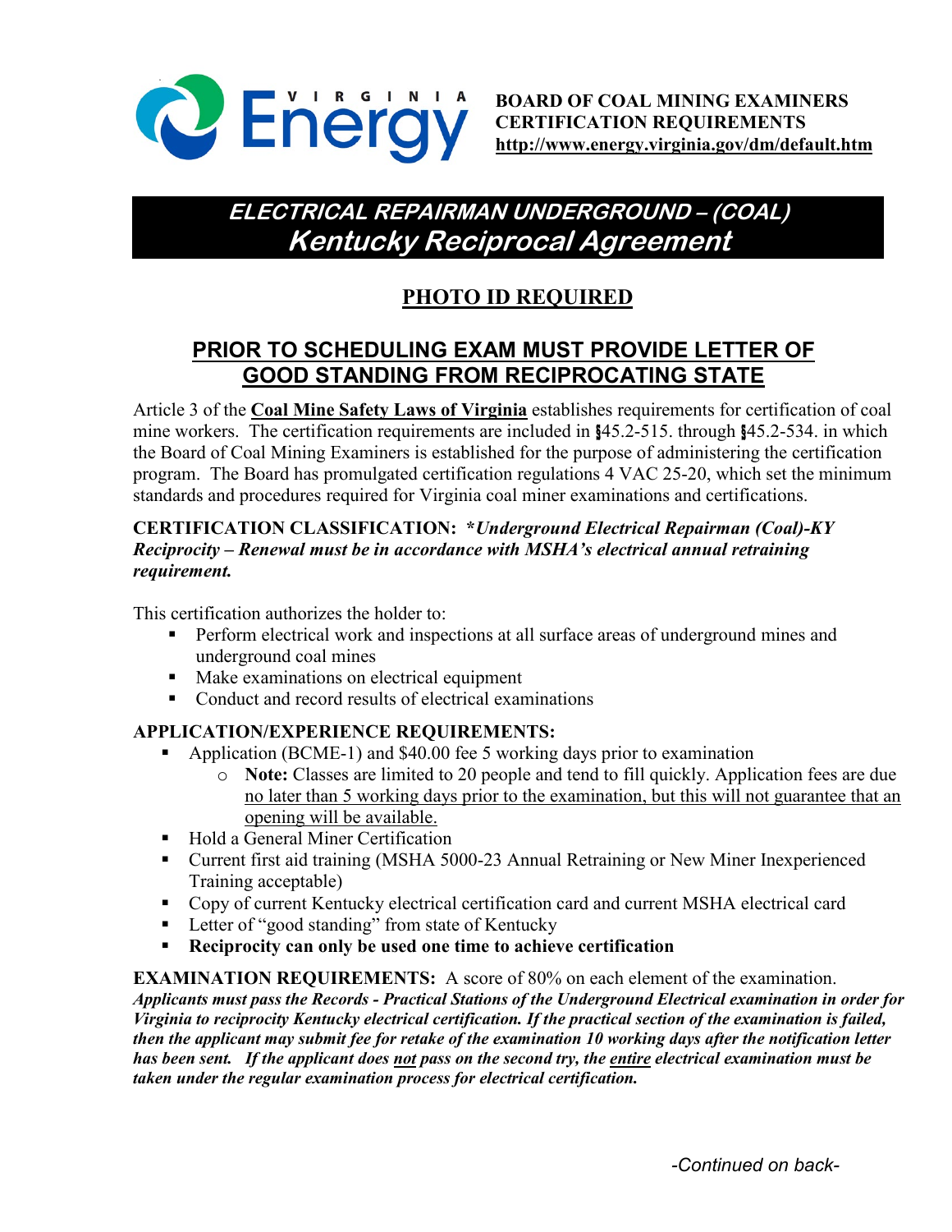**BOARD OF COAL MINING EXAMINERS**
**CERTIFICATION REQUIREMENTS**
**http://www.energy.virginia.gov/dm/default.htm**

# *ELECTRICAL REPAIRMAN UNDERGROUND – (COAL)*
# *Kentucky Reciprocal Agreement*

## PHOTO ID REQUIRED

## PRIOR TO SCHEDULING EXAM MUST PROVIDE LETTER OF GOOD STANDING FROM RECIPROCATING STATE

Article 3 of the **Coal Mine Safety Laws of Virginia** establishes requirements for certification of coal mine workers. The certification requirements are included in §45.2-515. through §45.2-534. in which the Board of Coal Mining Examiners is established for the purpose of administering the certification program. The Board has promulgated certification regulations 4 VAC 25-20, which set the minimum standards and procedures required for Virginia coal miner examinations and certifications.

**CERTIFICATION CLASSIFICATION:** ***Underground Electrical Repairman (Coal)-KY Reciprocity – Renewal must be in accordance with MSHA's electrical annual retraining requirement.***

This certification authorizes the holder to:

- Perform electrical work and inspections at all surface areas of underground mines and underground coal mines
- Make examinations on electrical equipment
- Conduct and record results of electrical examinations

**APPLICATION/EXPERIENCE REQUIREMENTS:**

- Application (BCME-1) and $40.00 fee 5 working days prior to examination
  - **Note:** Classes are limited to 20 people and tend to fill quickly. Application fees are due no later than 5 working days prior to the examination, but this will not guarantee that an opening will be available.
- Hold a General Miner Certification
- Current first aid training (MSHA 5000-23 Annual Retraining or New Miner Inexperienced Training acceptable)
- Copy of current Kentucky electrical certification card and current MSHA electrical card
- Letter of "good standing" from state of Kentucky
- **Reciprocity can only be used one time to achieve certification**

**EXAMINATION REQUIREMENTS:** A score of 80% on each element of the examination. ***Applicants must pass the Records - Practical Stations of the Underground Electrical examination in order for Virginia to reciprocity Kentucky electrical certification. If the practical section of the examination is failed, then the applicant may submit fee for retake of the examination 10 working days after the notification letter has been sent. If the applicant does not pass on the second try, the entire electrical examination must be taken under the regular examination process for electrical certification.***

*-Continued on back-*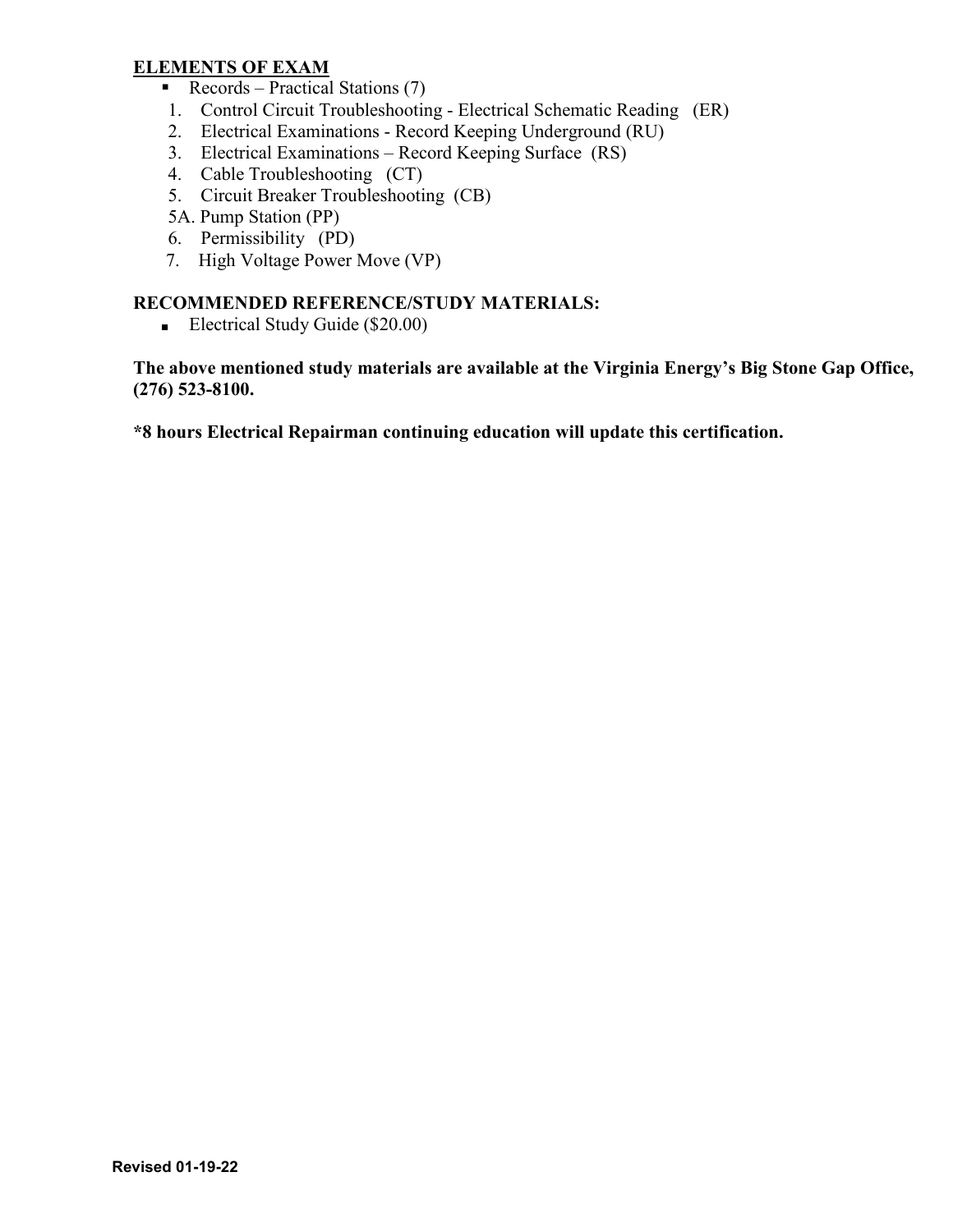**ELEMENTS OF EXAM**

- Records – Practical Stations (7)

1. Control Circuit Troubleshooting - Electrical Schematic Reading (ER)
2. Electrical Examinations - Record Keeping Underground (RU)
3. Electrical Examinations – Record Keeping Surface (RS)
4. Cable Troubleshooting (CT)
5. Circuit Breaker Troubleshooting (CB)

5A. Pump Station (PP)

6. Permissibility (PD)
7. High Voltage Power Move (VP)

**RECOMMENDED REFERENCE/STUDY MATERIALS:**

- Electrical Study Guide ($20.00)

**The above mentioned study materials are available at the Virginia Energy's Big Stone Gap Office, (276) 523-8100.**

**\*8 hours Electrical Repairman continuing education will update this certification.**

**Revised 01-19-22**